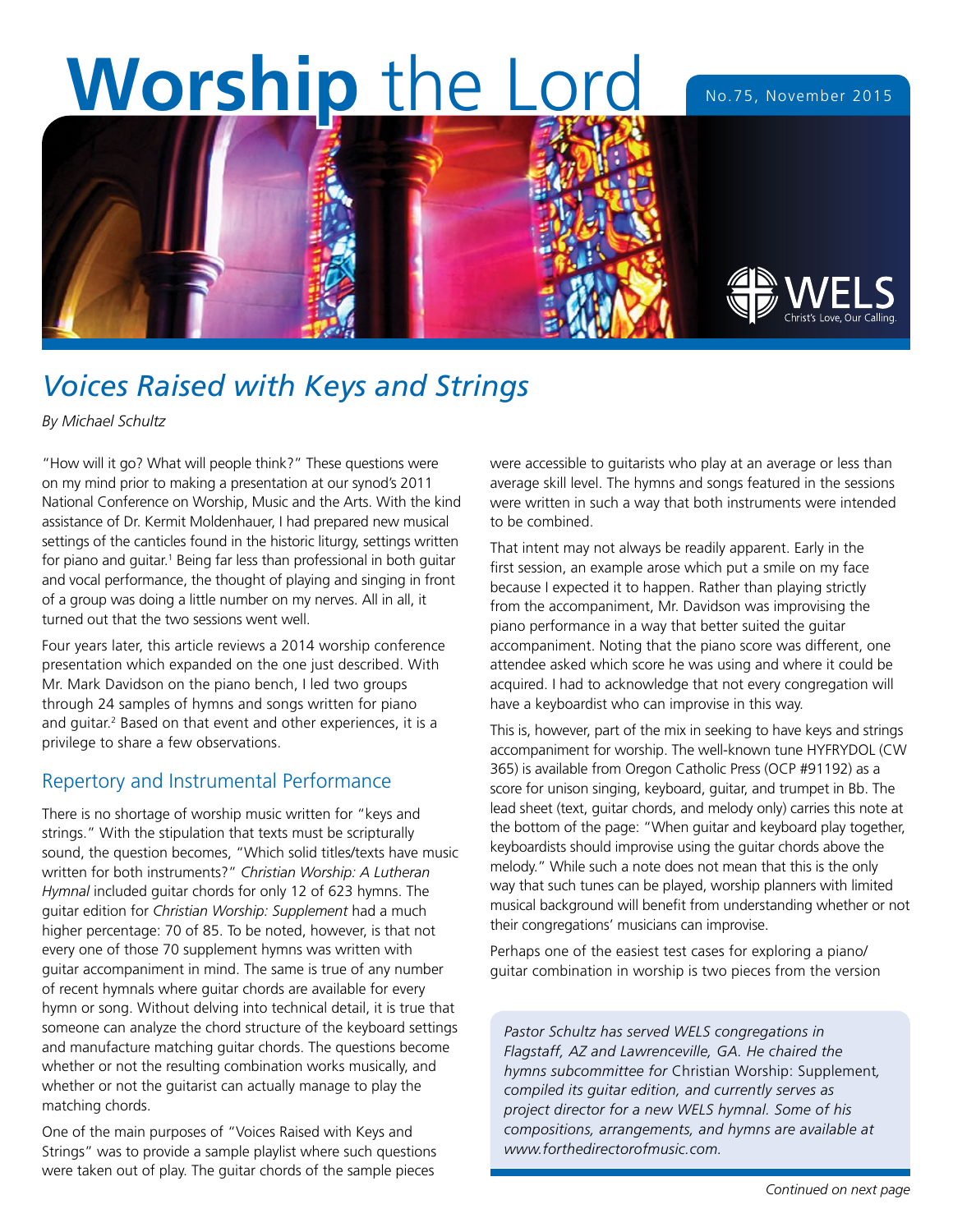# Worship the Lord

No.75, November 2015

WELS
Christ's Love, Our Calling.

## *Voices Raised with Keys and Strings*

*By Michael Schultz*

"How will it go? What will people think?" These questions were on my mind prior to making a presentation at our synod's 2011 National Conference on Worship, Music and the Arts. With the kind assistance of Dr. Kermit Moldenhauer, I had prepared new musical settings of the canticles found in the historic liturgy, settings written for piano and guitar.[1] Being far less than professional in both guitar and vocal performance, the thought of playing and singing in front of a group was doing a little number on my nerves. All in all, it turned out that the two sessions went well.

Four years later, this article reviews a 2014 worship conference presentation which expanded on the one just described. With Mr. Mark Davidson on the piano bench, I led two groups through 24 samples of hymns and songs written for piano and guitar.[2] Based on that event and other experiences, it is a privilege to share a few observations.

### Repertory and Instrumental Performance

There is no shortage of worship music written for "keys and strings." With the stipulation that texts must be scripturally sound, the question becomes, "Which solid titles/texts have music written for both instruments?" *Christian Worship: A Lutheran Hymnal* included guitar chords for only 12 of 623 hymns. The guitar edition for *Christian Worship: Supplement* had a much higher percentage: 70 of 85. To be noted, however, is that not every one of those 70 supplement hymns was written with guitar accompaniment in mind. The same is true of any number of recent hymnals where guitar chords are available for every hymn or song. Without delving into technical detail, it is true that someone can analyze the chord structure of the keyboard settings and manufacture matching guitar chords. The questions become whether or not the resulting combination works musically, and whether or not the guitarist can actually manage to play the matching chords.

One of the main purposes of "Voices Raised with Keys and Strings" was to provide a sample playlist where such questions were taken out of play. The guitar chords of the sample pieces were accessible to guitarists who play at an average or less than average skill level. The hymns and songs featured in the sessions were written in such a way that both instruments were intended to be combined.

That intent may not always be readily apparent. Early in the first session, an example arose which put a smile on my face because I expected it to happen. Rather than playing strictly from the accompaniment, Mr. Davidson was improvising the piano performance in a way that better suited the guitar accompaniment. Noting that the piano score was different, one attendee asked which score he was using and where it could be acquired. I had to acknowledge that not every congregation will have a keyboardist who can improvise in this way.

This is, however, part of the mix in seeking to have keys and strings accompaniment for worship. The well-known tune HYFRYDOL (CW 365) is available from Oregon Catholic Press (OCP #91192) as a score for unison singing, keyboard, guitar, and trumpet in Bb. The lead sheet (text, guitar chords, and melody only) carries this note at the bottom of the page: "When guitar and keyboard play together, keyboardists should improvise using the guitar chords above the melody." While such a note does not mean that this is the only way that such tunes can be played, worship planners with limited musical background will benefit from understanding whether or not their congregations' musicians can improvise.

Perhaps one of the easiest test cases for exploring a piano/guitar combination in worship is two pieces from the version

*Pastor Schultz has served WELS congregations in Flagstaff, AZ and Lawrenceville, GA. He chaired the hymns subcommittee for* Christian Worship: Supplement, *compiled its guitar edition, and currently serves as project director for a new WELS hymnal. Some of his compositions, arrangements, and hymns are available at www.forthedirectorofmusic.com.*

*Continued on next page*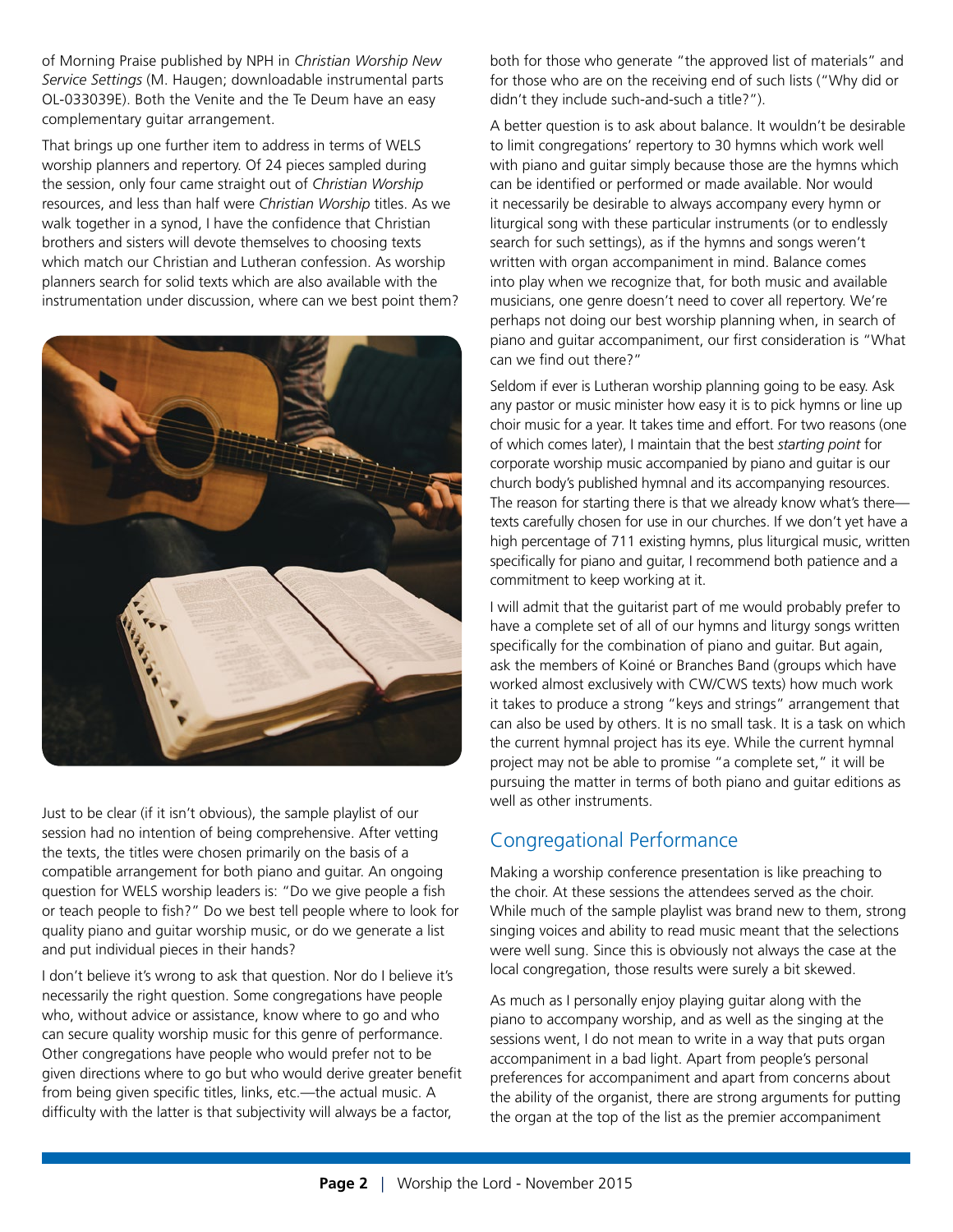of Morning Praise published by NPH in *Christian Worship New Service Settings* (M. Haugen; downloadable instrumental parts OL-033039E). Both the Venite and the Te Deum have an easy complementary guitar arrangement.

That brings up one further item to address in terms of WELS worship planners and repertory. Of 24 pieces sampled during the session, only four came straight out of *Christian Worship* resources, and less than half were *Christian Worship* titles. As we walk together in a synod, I have the confidence that Christian brothers and sisters will devote themselves to choosing texts which match our Christian and Lutheran confession. As worship planners search for solid texts which are also available with the instrumentation under discussion, where can we best point them?

Just to be clear (if it isn't obvious), the sample playlist of our session had no intention of being comprehensive. After vetting the texts, the titles were chosen primarily on the basis of a compatible arrangement for both piano and guitar. An ongoing question for WELS worship leaders is: "Do we give people a fish or teach people to fish?" Do we best tell people where to look for quality piano and guitar worship music, or do we generate a list and put individual pieces in their hands?

I don't believe it's wrong to ask that question. Nor do I believe it's necessarily the right question. Some congregations have people who, without advice or assistance, know where to go and who can secure quality worship music for this genre of performance. Other congregations have people who would prefer not to be given directions where to go but who would derive greater benefit from being given specific titles, links, etc.—the actual music. A difficulty with the latter is that subjectivity will always be a factor, both for those who generate "the approved list of materials" and for those who are on the receiving end of such lists ("Why did or didn't they include such-and-such a title?").

A better question is to ask about balance. It wouldn't be desirable to limit congregations' repertory to 30 hymns which work well with piano and guitar simply because those are the hymns which can be identified or performed or made available. Nor would it necessarily be desirable to always accompany every hymn or liturgical song with these particular instruments (or to endlessly search for such settings), as if the hymns and songs weren't written with organ accompaniment in mind. Balance comes into play when we recognize that, for both music and available musicians, one genre doesn't need to cover all repertory. We're perhaps not doing our best worship planning when, in search of piano and guitar accompaniment, our first consideration is "What can we find out there?"

Seldom if ever is Lutheran worship planning going to be easy. Ask any pastor or music minister how easy it is to pick hymns or line up choir music for a year. It takes time and effort. For two reasons (one of which comes later), I maintain that the best *starting point* for corporate worship music accompanied by piano and guitar is our church body's published hymnal and its accompanying resources. The reason for starting there is that we already know what's there—texts carefully chosen for use in our churches. If we don't yet have a high percentage of 711 existing hymns, plus liturgical music, written specifically for piano and guitar, I recommend both patience and a commitment to keep working at it.

I will admit that the guitarist part of me would probably prefer to have a complete set of all of our hymns and liturgy songs written specifically for the combination of piano and guitar. But again, ask the members of Koiné or Branches Band (groups which have worked almost exclusively with CW/CWS texts) how much work it takes to produce a strong "keys and strings" arrangement that can also be used by others. It is no small task. It is a task on which the current hymnal project has its eye. While the current hymnal project may not be able to promise "a complete set," it will be pursuing the matter in terms of both piano and guitar editions as well as other instruments.

## Congregational Performance

Making a worship conference presentation is like preaching to the choir. At these sessions the attendees served as the choir. While much of the sample playlist was brand new to them, strong singing voices and ability to read music meant that the selections were well sung. Since this is obviously not always the case at the local congregation, those results were surely a bit skewed.

As much as I personally enjoy playing guitar along with the piano to accompany worship, and as well as the singing at the sessions went, I do not mean to write in a way that puts organ accompaniment in a bad light. Apart from people's personal preferences for accompaniment and apart from concerns about the ability of the organist, there are strong arguments for putting the organ at the top of the list as the premier accompaniment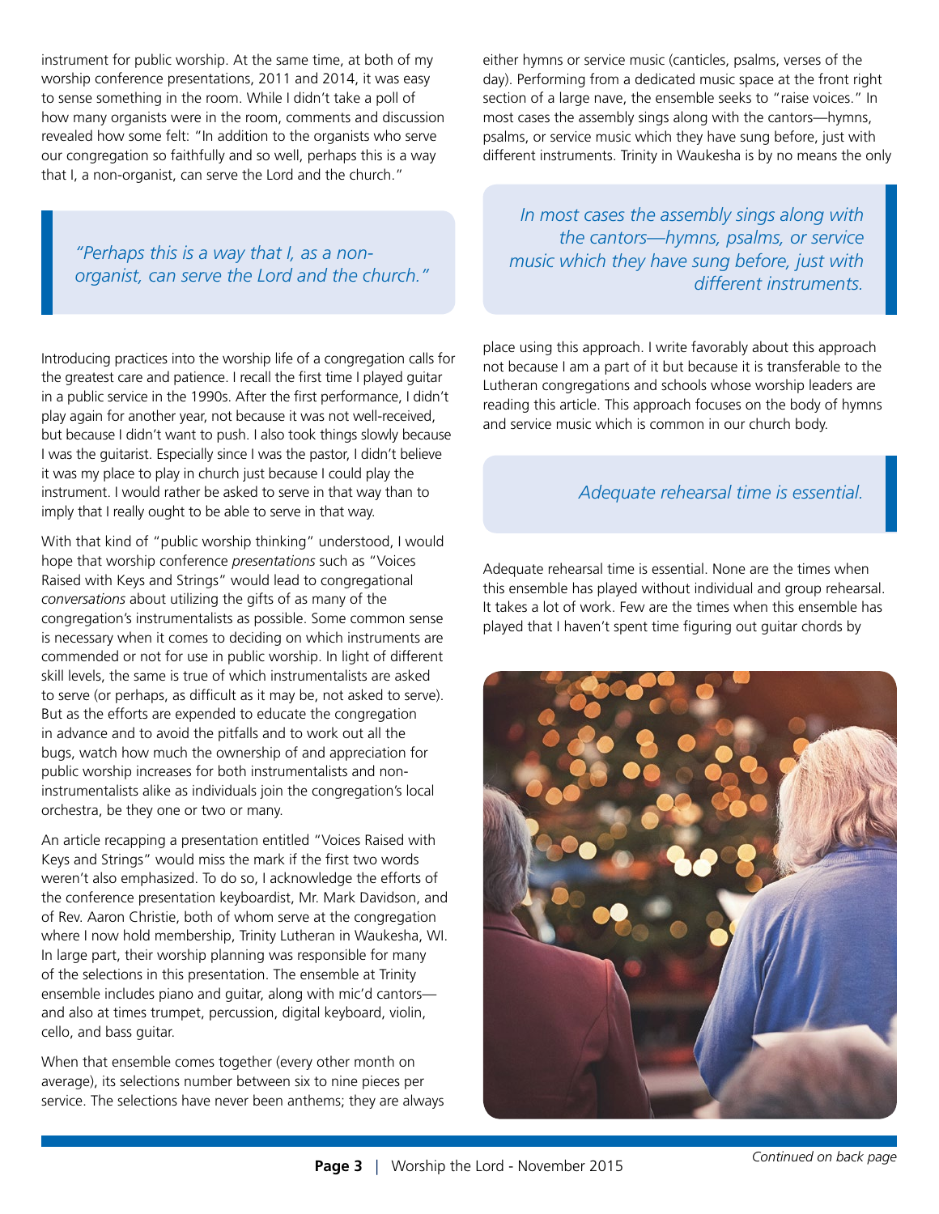instrument for public worship. At the same time, at both of my worship conference presentations, 2011 and 2014, it was easy to sense something in the room. While I didn't take a poll of how many organists were in the room, comments and discussion revealed how some felt: "In addition to the organists who serve our congregation so faithfully and so well, perhaps this is a way that I, a non-organist, can serve the Lord and the church."

> *"Perhaps this is a way that I, as a non-organist, can serve the Lord and the church."*

Introducing practices into the worship life of a congregation calls for the greatest care and patience. I recall the first time I played guitar in a public service in the 1990s. After the first performance, I didn't play again for another year, not because it was not well-received, but because I didn't want to push. I also took things slowly because I was the guitarist. Especially since I was the pastor, I didn't believe it was my place to play in church just because I could play the instrument. I would rather be asked to serve in that way than to imply that I really ought to be able to serve in that way.

With that kind of "public worship thinking" understood, I would hope that worship conference *presentations* such as "Voices Raised with Keys and Strings" would lead to congregational *conversations* about utilizing the gifts of as many of the congregation's instrumentalists as possible. Some common sense is necessary when it comes to deciding on which instruments are commended or not for use in public worship. In light of different skill levels, the same is true of which instrumentalists are asked to serve (or perhaps, as difficult as it may be, not asked to serve). But as the efforts are expended to educate the congregation in advance and to avoid the pitfalls and to work out all the bugs, watch how much the ownership of and appreciation for public worship increases for both instrumentalists and non-instrumentalists alike as individuals join the congregation's local orchestra, be they one or two or many.

An article recapping a presentation entitled "Voices Raised with Keys and Strings" would miss the mark if the first two words weren't also emphasized. To do so, I acknowledge the efforts of the conference presentation keyboardist, Mr. Mark Davidson, and of Rev. Aaron Christie, both of whom serve at the congregation where I now hold membership, Trinity Lutheran in Waukesha, WI. In large part, their worship planning was responsible for many of the selections in this presentation. The ensemble at Trinity ensemble includes piano and guitar, along with mic'd cantors—and also at times trumpet, percussion, digital keyboard, violin, cello, and bass guitar.

When that ensemble comes together (every other month on average), its selections number between six to nine pieces per service. The selections have never been anthems; they are always either hymns or service music (canticles, psalms, verses of the day). Performing from a dedicated music space at the front right section of a large nave, the ensemble seeks to "raise voices." In most cases the assembly sings along with the cantors—hymns, psalms, or service music which they have sung before, just with different instruments. Trinity in Waukesha is by no means the only place using this approach. I write favorably about this approach not because I am a part of it but because it is transferable to the Lutheran congregations and schools whose worship leaders are reading this article. This approach focuses on the body of hymns and service music which is common in our church body.

> *In most cases the assembly sings along with the cantors—hymns, psalms, or service music which they have sung before, just with different instruments.*

> *Adequate rehearsal time is essential.*

Adequate rehearsal time is essential. None are the times when this ensemble has played without individual and group rehearsal. It takes a lot of work. Few are the times when this ensemble has played that I haven't spent time figuring out guitar chords by

*Continued on back page*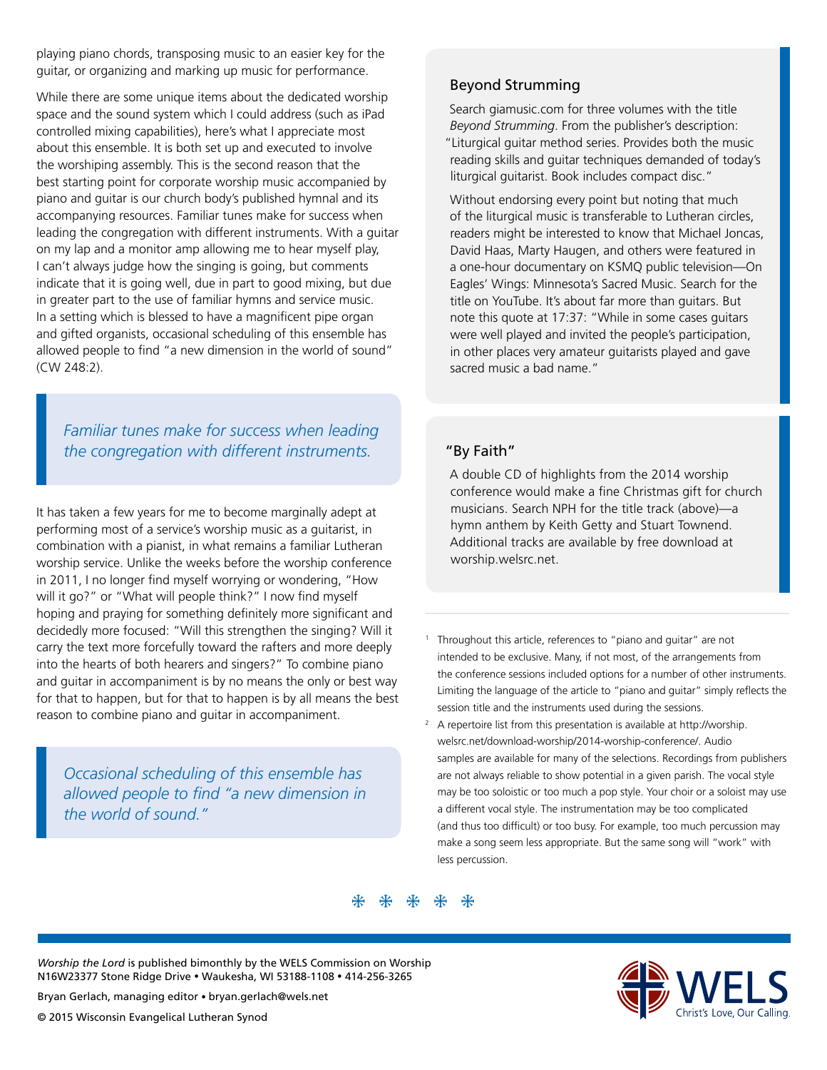playing piano chords, transposing music to an easier key for the guitar, or organizing and marking up music for performance.

While there are some unique items about the dedicated worship space and the sound system which I could address (such as iPad controlled mixing capabilities), here's what I appreciate most about this ensemble. It is both set up and executed to involve the worshiping assembly. This is the second reason that the best starting point for corporate worship music accompanied by piano and guitar is our church body's published hymnal and its accompanying resources. Familiar tunes make for success when leading the congregation with different instruments. With a guitar on my lap and a monitor amp allowing me to hear myself play, I can't always judge how the singing is going, but comments indicate that it is going well, due in part to good mixing, but due in greater part to the use of familiar hymns and service music. In a setting which is blessed to have a magnificent pipe organ and gifted organists, occasional scheduling of this ensemble has allowed people to find "a new dimension in the world of sound" (CW 248:2).

> *Familiar tunes make for success when leading the congregation with different instruments.*

It has taken a few years for me to become marginally adept at performing most of a service's worship music as a guitarist, in combination with a pianist, in what remains a familiar Lutheran worship service. Unlike the weeks before the worship conference in 2011, I no longer find myself worrying or wondering, "How will it go?" or "What will people think?" I now find myself hoping and praying for something definitely more significant and decidedly more focused: "Will this strengthen the singing? Will it carry the text more forcefully toward the rafters and more deeply into the hearts of both hearers and singers?" To combine piano and guitar in accompaniment is by no means the only or best way for that to happen, but for that to happen is by all means the best reason to combine piano and guitar in accompaniment.

> *Occasional scheduling of this ensemble has allowed people to find "a new dimension in the world of sound."*

### Beyond Strumming

Search giamusic.com for three volumes with the title *Beyond Strumming*. From the publisher's description: "Liturgical guitar method series. Provides both the music reading skills and guitar techniques demanded of today's liturgical guitarist. Book includes compact disc."

Without endorsing every point but noting that much of the liturgical music is transferable to Lutheran circles, readers might be interested to know that Michael Joncas, David Haas, Marty Haugen, and others were featured in a one-hour documentary on KSMQ public television—On Eagles' Wings: Minnesota's Sacred Music. Search for the title on YouTube. It's about far more than guitars. But note this quote at 17:37: "While in some cases guitars were well played and invited the people's participation, in other places very amateur guitarists played and gave sacred music a bad name."

### "By Faith"

A double CD of highlights from the 2014 worship conference would make a fine Christmas gift for church musicians. Search NPH for the title track (above)—a hymn anthem by Keith Getty and Stuart Townend. Additional tracks are available by free download at worship.welsrc.net.

---

[1] Throughout this article, references to "piano and guitar" are not intended to be exclusive. Many, if not most, of the arrangements from the conference sessions included options for a number of other instruments. Limiting the language of the article to "piano and guitar" simply reflects the session title and the instruments used during the sessions.

[2] A repertoire list from this presentation is available at http://worship.welsrc.net/download-worship/2014-worship-conference/. Audio samples are available for many of the selections. Recordings from publishers are not always reliable to show potential in a given parish. The vocal style may be too soloistic or too much a pop style. Your choir or a soloist may use a different vocal style. The instrumentation may be too complicated (and thus too difficult) or too busy. For example, too much percussion may make a song seem less appropriate. But the same song will "work" with less percussion.

❋ ❋ ❋ ❋ ❋

*Worship the Lord* is published bimonthly by the WELS Commission on Worship
N16W23377 Stone Ridge Drive • Waukesha, WI 53188-1108 • 414-256-3265

Bryan Gerlach, managing editor • bryan.gerlach@wels.net

© 2015 Wisconsin Evangelical Lutheran Synod

WELS
Christ's Love, Our Calling.